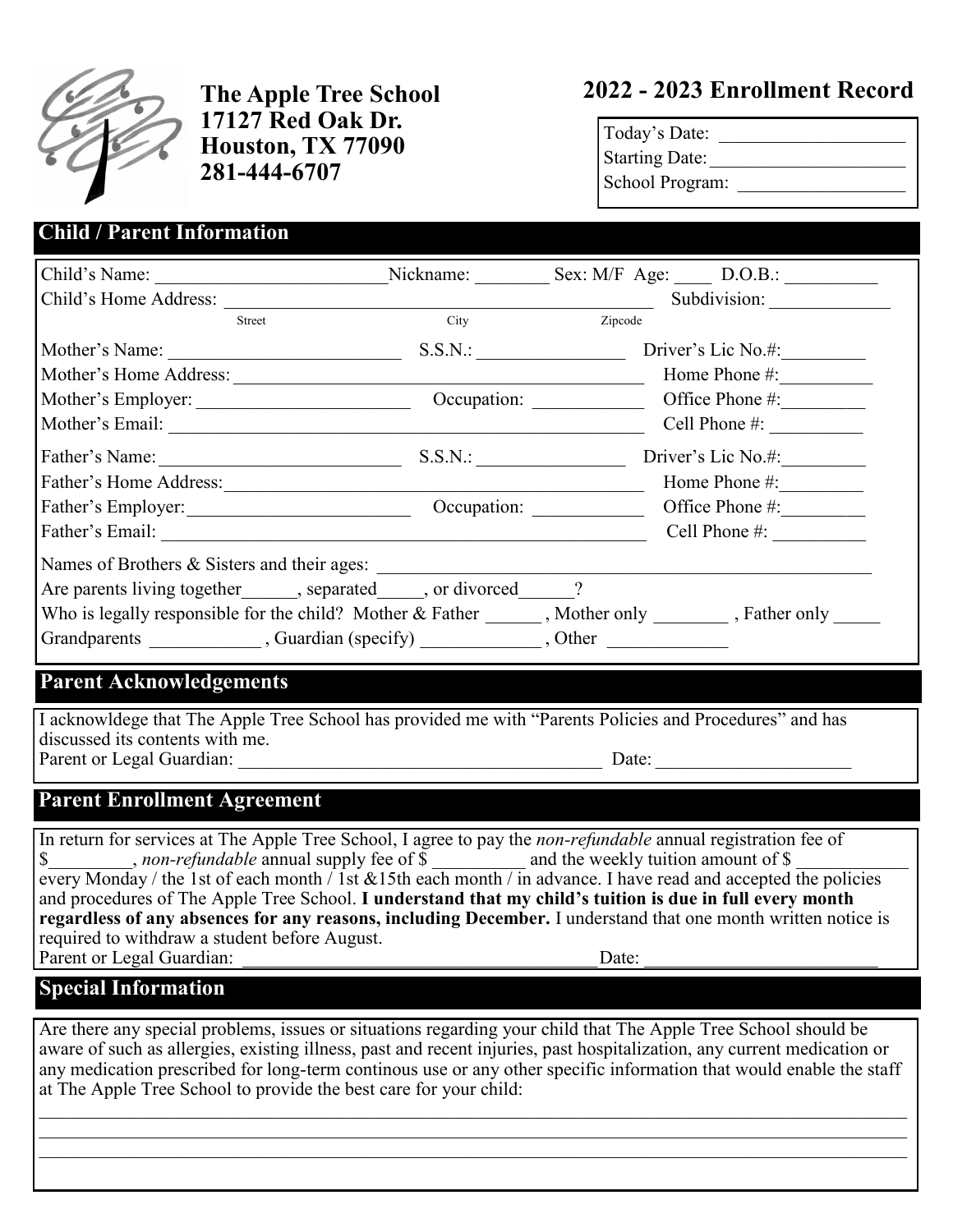**The Apple Tree School**
**17127 Red Oak Dr.**
**Houston, TX 77090**
**281-444-6707**

## 2022 - 2023 Enrollment Record

Today's Date: ____________________
Starting Date: ____________________
School Program: __________________

## Child / Parent Information

Child's Name: ________________________ Nickname: ________ Sex: M/F Age: ____ D.O.B.: __________
Child's Home Address: ______________________________________________ Subdivision: _____________
Street City Zipcode

Mother's Name: ________________________ S.S.N.: ________________ Driver's Lic No.#: _________
Mother's Home Address: ______________________________________________ Home Phone #: __________
Mother's Employer: ______________________ Occupation: ____________ Office Phone #: _________
Mother's Email: ______________________________________________________ Cell Phone #: __________

Father's Name: ________________________ S.S.N.: ________________ Driver's Lic No.#: _________
Father's Home Address: ______________________________________________ Home Phone #: _________
Father's Employer: ______________________ Occupation: ____________ Office Phone #: _________
Father's Email: ______________________________________________________ Cell Phone #: __________

Names of Brothers & Sisters and their ages: _____________________________________________________
Are parents living together______, separated_____, or divorced______?
Who is legally responsible for the child? Mother & Father ______ , Mother only ________ , Father only _____
Grandparents ____________ , Guardian (specify) _____________ , Other _____________

## Parent Acknowledgements

I acknowldege that The Apple Tree School has provided me with "Parents Policies and Procedures" and has discussed its contents with me.
Parent or Legal Guardian: ________________________________________ Date: _____________________

## Parent Enrollment Agreement

In return for services at The Apple Tree School, I agree to pay the *non-refundable* annual registration fee of $_________, *non-refundable* annual supply fee of $ __________ and the weekly tuition amount of $ ____________ every Monday / the 1st of each month / 1st &15th each month / in advance. I have read and accepted the policies and procedures of The Apple Tree School. **I understand that my child's tuition is due in full every month regardless of any absences for any reasons, including December.** I understand that one month written notice is required to withdraw a student before August.
Parent or Legal Guardian: ________________________________________ Date: _________________________

## Special Information

Are there any special problems, issues or situations regarding your child that The Apple Tree School should be aware of such as allergies, existing illness, past and recent injuries, past hospitalization, any current medication or any medication prescribed for long-term continous use or any other specific information that would enable the staff at The Apple Tree School to provide the best care for your child:

_____________________________________________________________________________________________
_____________________________________________________________________________________________
_____________________________________________________________________________________________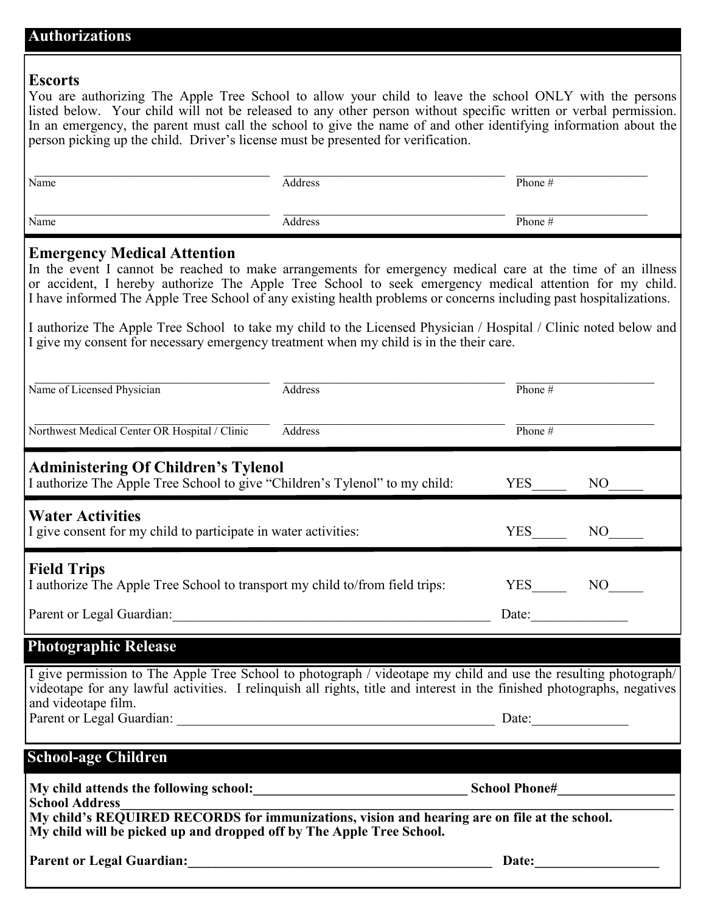## Authorizations

### Escorts

You are authorizing The Apple Tree School to allow your child to leave the school ONLY with the persons listed below. Your child will not be released to any other person without specific written or verbal permission. In an emergency, the parent must call the school to give the name of and other identifying information about the person picking up the child. Driver's license must be presented for verification.

| Name | Address | Phone # |
|---|---|---|
| | | |
| | | |

### Emergency Medical Attention

In the event I cannot be reached to make arrangements for emergency medical care at the time of an illness or accident, I hereby authorize The Apple Tree School to seek emergency medical attention for my child. I have informed The Apple Tree School of any existing health problems or concerns including past hospitalizations.

I authorize The Apple Tree School to take my child to the Licensed Physician / Hospital / Clinic noted below and I give my consent for necessary emergency treatment when my child is in the their care.

| | | |
|---|---|---|
| Name of Licensed Physician | Address | Phone # |
| Northwest Medical Center OR Hospital / Clinic | Address | Phone # |

### Administering Of Children's Tylenol

I authorize The Apple Tree School to give "Children's Tylenol" to my child: YES_____ NO_____

### Water Activities

I give consent for my child to participate in water activities: YES_____ NO_____

### Field Trips

I authorize The Apple Tree School to transport my child to/from field trips: YES_____ NO_____

Parent or Legal Guardian:_______________________________________________ Date:______________

## Photographic Release

I give permission to The Apple Tree School to photograph / videotape my child and use the resulting photograph/ videotape for any lawful activities. I relinquish all rights, title and interest in the finished photographs, negatives and videotape film.

Parent or Legal Guardian: _______________________________________________ Date:______________

## School-age Children

**My child attends the following school:________________________________ School Phone#_________________**

**School Address_________________________________________________________________________________**

**My child's REQUIRED RECORDS for immunizations, vision and hearing are on file at the school.**

**My child will be picked up and dropped off by The Apple Tree School.**

**Parent or Legal Guardian:_______________________________________________ Date:__________________**